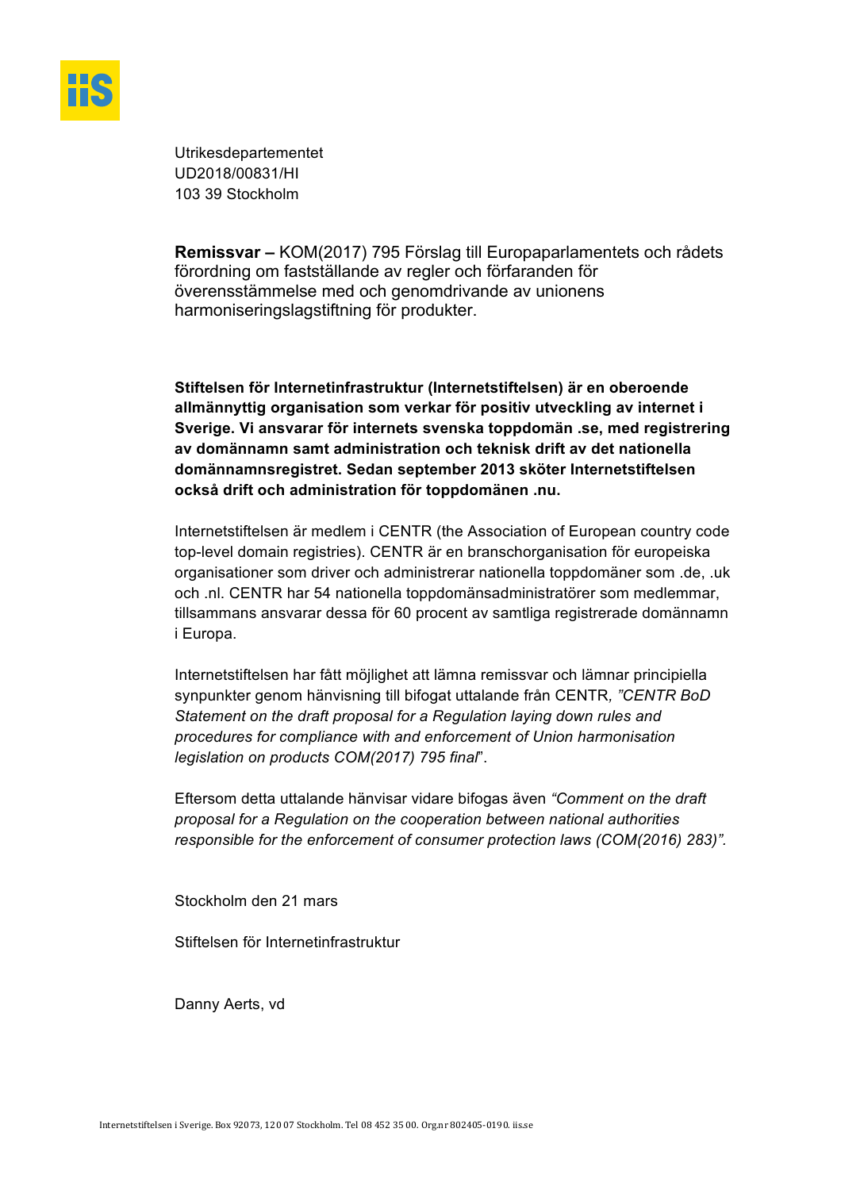Utrikesdepartementet
UD2018/00831/HI
103 39 Stockholm

**Remissvar –** KOM(2017) 795 Förslag till Europaparlamentets och rådets förordning om fastställande av regler och förfaranden för överensstämmelse med och genomdrivande av unionens harmoniseringslagstiftning för produkter.

**Stiftelsen för Internetinfrastruktur (Internetstiftelsen) är en oberoende allmännyttig organisation som verkar för positiv utveckling av internet i Sverige. Vi ansvarar för internets svenska toppdomän .se, med registrering av domännamn samt administration och teknisk drift av det nationella domännamnsregistret. Sedan september 2013 sköter Internetstiftelsen också drift och administration för toppdomänen .nu.**

Internetstiftelsen är medlem i CENTR (the Association of European country code top-level domain registries). CENTR är en branschorganisation för europeiska organisationer som driver och administrerar nationella toppdomäner som .de, .uk och .nl. CENTR har 54 nationella toppdomänsadministratörer som medlemmar, tillsammans ansvarar dessa för 60 procent av samtliga registrerade domännamn i Europa.

Internetstiftelsen har fått möjlighet att lämna remissvar och lämnar principiella synpunkter genom hänvisning till bifogat uttalande från CENTR*, ”CENTR BoD Statement on the draft proposal for a Regulation laying down rules and procedures for compliance with and enforcement of Union harmonisation legislation on products COM(2017) 795 final*”.

Eftersom detta uttalande hänvisar vidare bifogas även *“Comment on the draft proposal for a Regulation on the cooperation between national authorities responsible for the enforcement of consumer protection laws (COM(2016) 283)”.*

Stockholm den 21 mars

Stiftelsen för Internetinfrastruktur

Danny Aerts, vd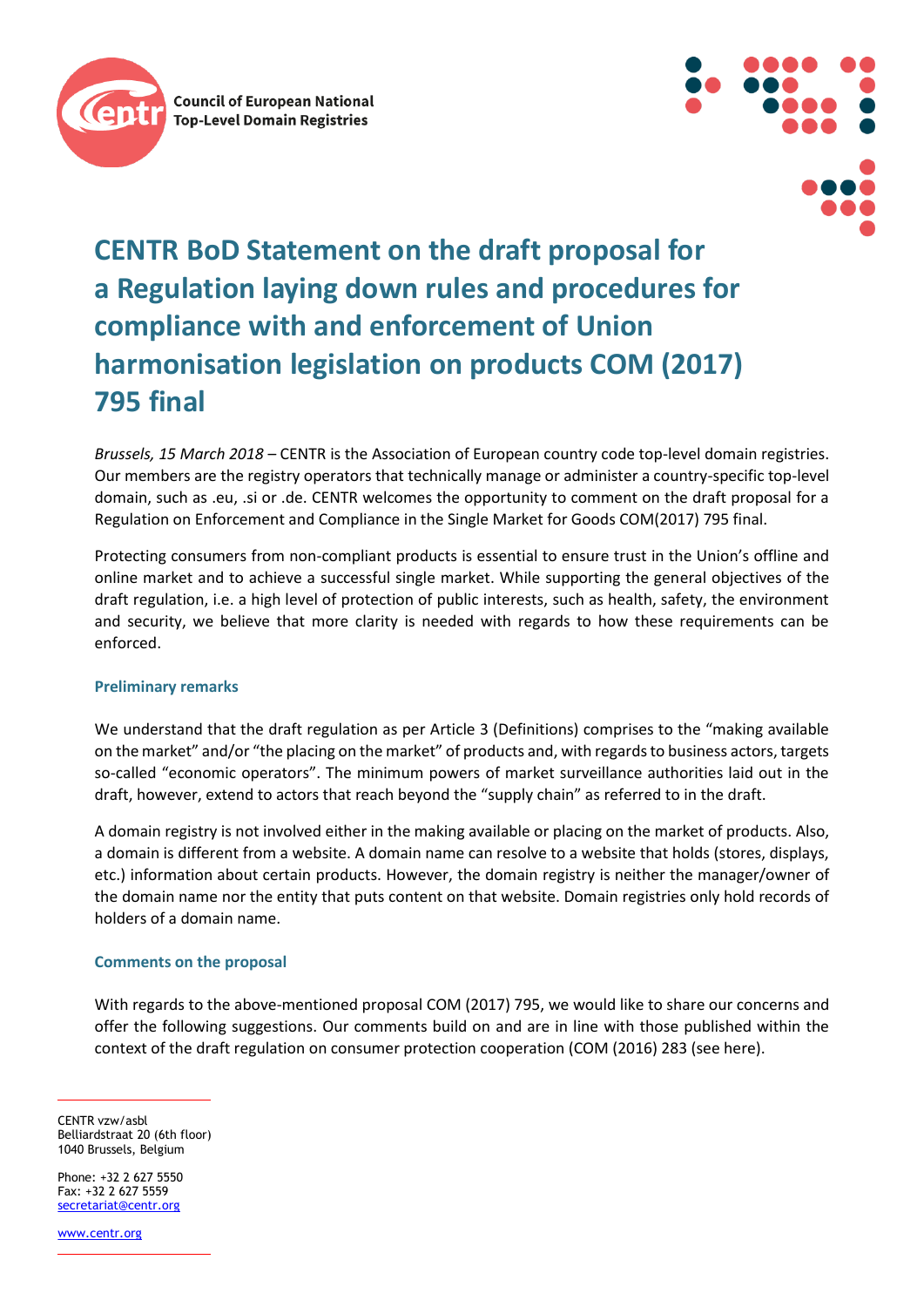# CENTR BoD Statement on the draft proposal for a Regulation laying down rules and procedures for compliance with and enforcement of Union harmonisation legislation on products COM (2017) 795 final

*Brussels, 15 March 2018* – CENTR is the Association of European country code top-level domain registries. Our members are the registry operators that technically manage or administer a country-specific top-level domain, such as .eu, .si or .de. CENTR welcomes the opportunity to comment on the draft proposal for a Regulation on Enforcement and Compliance in the Single Market for Goods COM(2017) 795 final.

Protecting consumers from non-compliant products is essential to ensure trust in the Union's offline and online market and to achieve a successful single market. While supporting the general objectives of the draft regulation, i.e. a high level of protection of public interests, such as health, safety, the environment and security, we believe that more clarity is needed with regards to how these requirements can be enforced.

## Preliminary remarks

We understand that the draft regulation as per Article 3 (Definitions) comprises to the "making available on the market" and/or "the placing on the market" of products and, with regards to business actors, targets so-called "economic operators". The minimum powers of market surveillance authorities laid out in the draft, however, extend to actors that reach beyond the "supply chain" as referred to in the draft.

A domain registry is not involved either in the making available or placing on the market of products. Also, a domain is different from a website. A domain name can resolve to a website that holds (stores, displays, etc.) information about certain products. However, the domain registry is neither the manager/owner of the domain name nor the entity that puts content on that website. Domain registries only hold records of holders of a domain name.

## Comments on the proposal

With regards to the above-mentioned proposal COM (2017) 795, we would like to share our concerns and offer the following suggestions. Our comments build on and are in line with those published within the context of the draft regulation on consumer protection cooperation (COM (2016) 283 (see here).

CENTR vzw/asbl
Belliardstraat 20 (6th floor)
1040 Brussels, Belgium

Phone: +32 2 627 5550
Fax: +32 2 627 5559
secretariat@centr.org

www.centr.org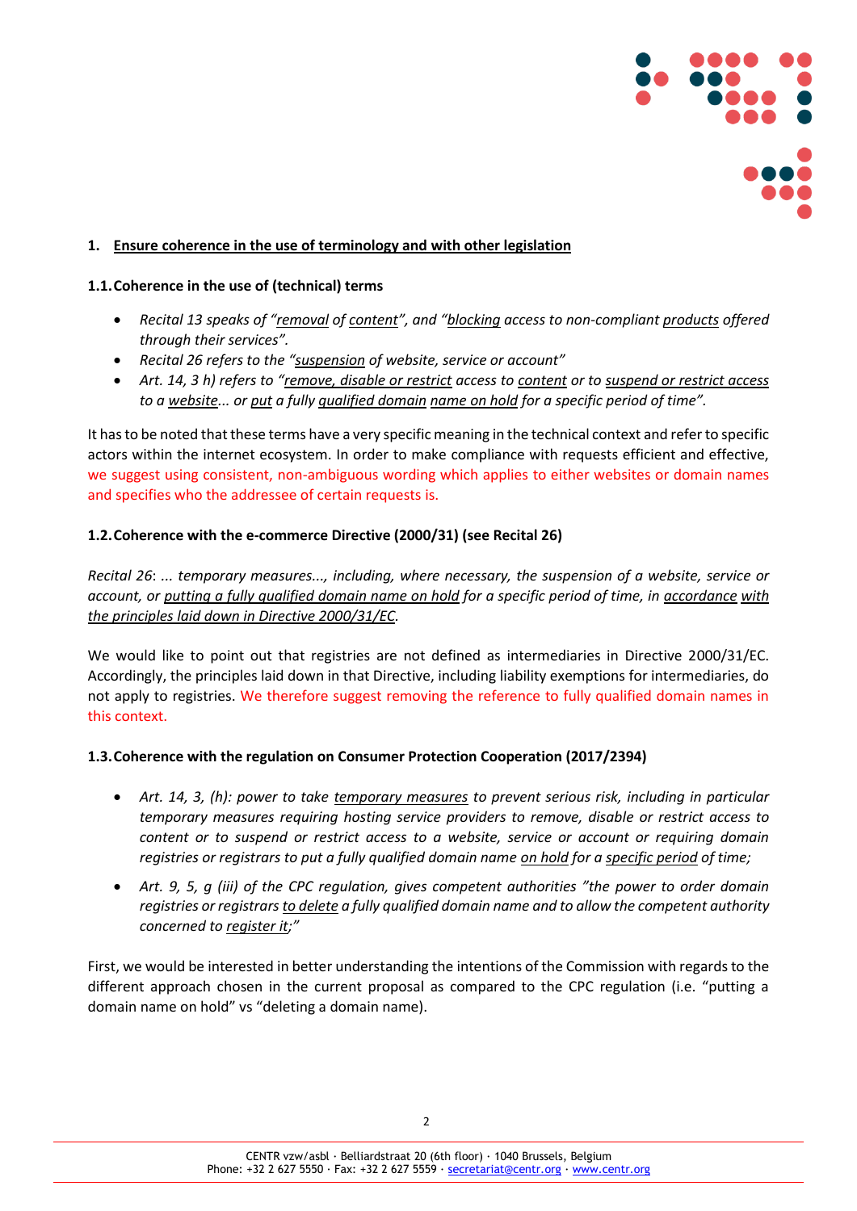## 1. Ensure coherence in the use of terminology and with other legislation

### 1.1. Coherence in the use of (technical) terms

- *Recital 13 speaks of "removal of content", and "blocking access to non-compliant products offered through their services".*
- *Recital 26 refers to the "suspension of website, service or account"*
- *Art. 14, 3 h) refers to "remove, disable or restrict access to content or to suspend or restrict access to a website... or put a fully qualified domain name on hold for a specific period of time".*

It has to be noted that these terms have a very specific meaning in the technical context and refer to specific actors within the internet ecosystem. In order to make compliance with requests efficient and effective, we suggest using consistent, non-ambiguous wording which applies to either websites or domain names and specifies who the addressee of certain requests is.

### 1.2. Coherence with the e-commerce Directive (2000/31) (see Recital 26)

*Recital 26: ... temporary measures..., including, where necessary, the suspension of a website, service or account, or putting a fully qualified domain name on hold for a specific period of time, in accordance with the principles laid down in Directive 2000/31/EC.*

We would like to point out that registries are not defined as intermediaries in Directive 2000/31/EC. Accordingly, the principles laid down in that Directive, including liability exemptions for intermediaries, do not apply to registries. We therefore suggest removing the reference to fully qualified domain names in this context.

### 1.3. Coherence with the regulation on Consumer Protection Cooperation (2017/2394)

- *Art. 14, 3, (h): power to take temporary measures to prevent serious risk, including in particular temporary measures requiring hosting service providers to remove, disable or restrict access to content or to suspend or restrict access to a website, service or account or requiring domain registries or registrars to put a fully qualified domain name on hold for a specific period of time;*
- *Art. 9, 5, g (iii) of the CPC regulation, gives competent authorities "the power to order domain registries or registrars to delete a fully qualified domain name and to allow the competent authority concerned to register it;"*

First, we would be interested in better understanding the intentions of the Commission with regards to the different approach chosen in the current proposal as compared to the CPC regulation (i.e. "putting a domain name on hold" vs "deleting a domain name).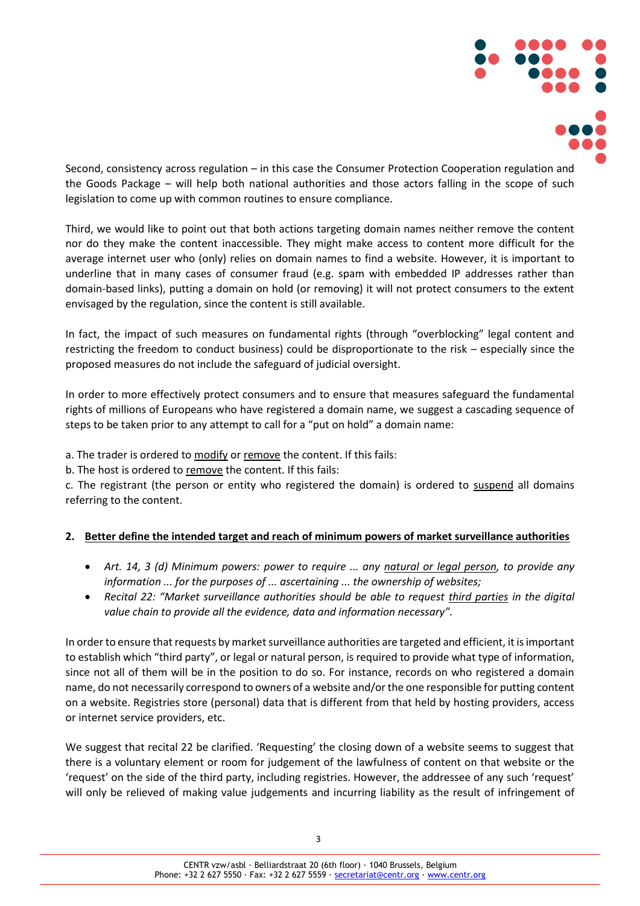Second, consistency across regulation – in this case the Consumer Protection Cooperation regulation and the Goods Package – will help both national authorities and those actors falling in the scope of such legislation to come up with common routines to ensure compliance.

Third, we would like to point out that both actions targeting domain names neither remove the content nor do they make the content inaccessible. They might make access to content more difficult for the average internet user who (only) relies on domain names to find a website. However, it is important to underline that in many cases of consumer fraud (e.g. spam with embedded IP addresses rather than domain-based links), putting a domain on hold (or removing) it will not protect consumers to the extent envisaged by the regulation, since the content is still available.

In fact, the impact of such measures on fundamental rights (through "overblocking" legal content and restricting the freedom to conduct business) could be disproportionate to the risk – especially since the proposed measures do not include the safeguard of judicial oversight.

In order to more effectively protect consumers and to ensure that measures safeguard the fundamental rights of millions of Europeans who have registered a domain name, we suggest a cascading sequence of steps to be taken prior to any attempt to call for a "put on hold" a domain name:

a. The trader is ordered to <u>modify</u> or <u>remove</u> the content. If this fails:
b. The host is ordered to <u>remove</u> the content. If this fails:
c. The registrant (the person or entity who registered the domain) is ordered to <u>suspend</u> all domains referring to the content.

## 2. <u>Better define the intended target and reach of minimum powers of market surveillance authorities</u>

- *Art. 14, 3 (d) Minimum powers: power to require ... any <u>natural or legal person</u>, to provide any information ... for the purposes of ... ascertaining ... the ownership of websites;*
- *Recital 22: "Market surveillance authorities should be able to request <u>third parties</u> in the digital value chain to provide all the evidence, data and information necessary".*

In order to ensure that requests by market surveillance authorities are targeted and efficient, it is important to establish which "third party", or legal or natural person, is required to provide what type of information, since not all of them will be in the position to do so. For instance, records on who registered a domain name, do not necessarily correspond to owners of a website and/or the one responsible for putting content on a website. Registries store (personal) data that is different from that held by hosting providers, access or internet service providers, etc.

We suggest that recital 22 be clarified. 'Requesting' the closing down of a website seems to suggest that there is a voluntary element or room for judgement of the lawfulness of content on that website or the 'request' on the side of the third party, including registries. However, the addressee of any such 'request' will only be relieved of making value judgements and incurring liability as the result of infringement of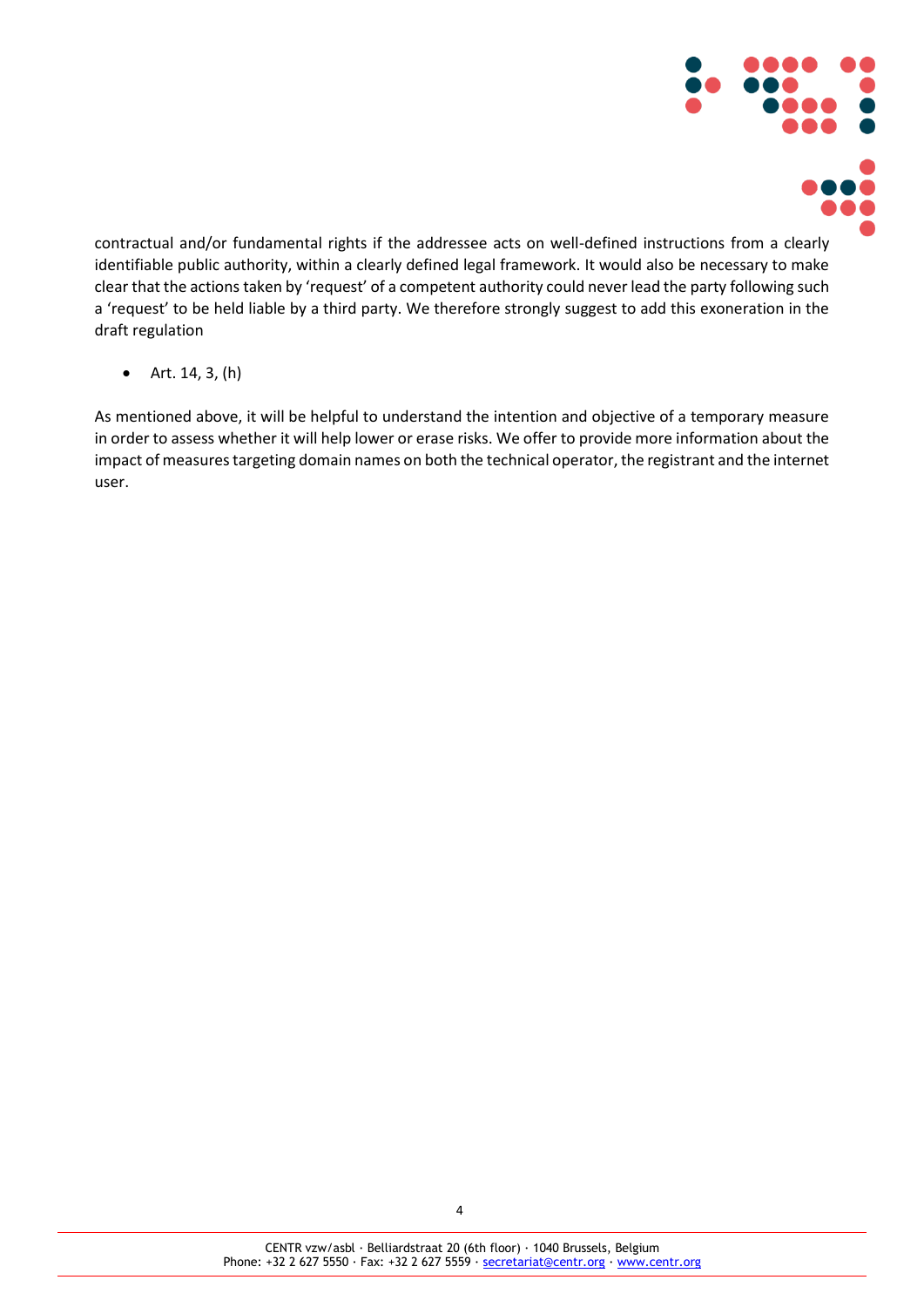contractual and/or fundamental rights if the addressee acts on well-defined instructions from a clearly identifiable public authority, within a clearly defined legal framework. It would also be necessary to make clear that the actions taken by 'request' of a competent authority could never lead the party following such a 'request' to be held liable by a third party. We therefore strongly suggest to add this exoneration in the draft regulation

- Art. 14, 3, (h)

As mentioned above, it will be helpful to understand the intention and objective of a temporary measure in order to assess whether it will help lower or erase risks. We offer to provide more information about the impact of measures targeting domain names on both the technical operator, the registrant and the internet user.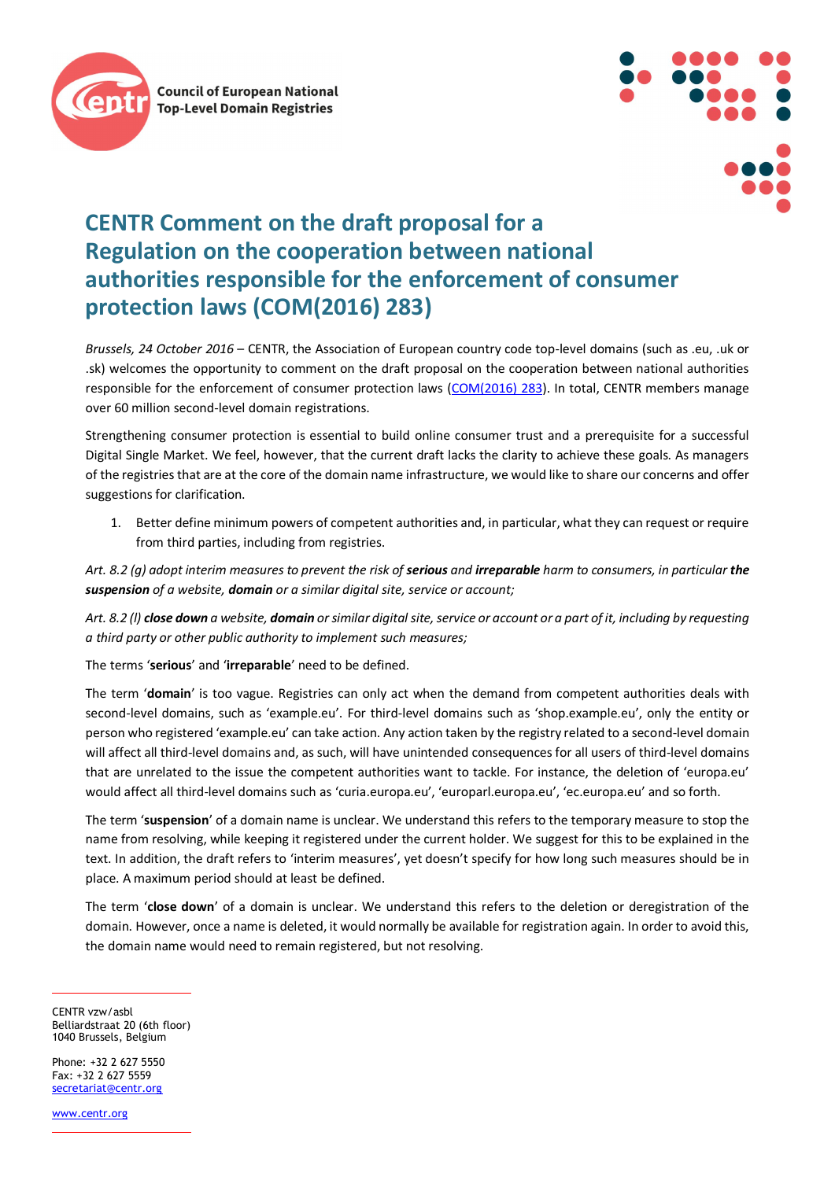# CENTR Comment on the draft proposal for a Regulation on the cooperation between national authorities responsible for the enforcement of consumer protection laws (COM(2016) 283)

*Brussels, 24 October 2016* – CENTR, the Association of European country code top-level domains (such as .eu, .uk or .sk) welcomes the opportunity to comment on the draft proposal on the cooperation between national authorities responsible for the enforcement of consumer protection laws (COM(2016) 283). In total, CENTR members manage over 60 million second-level domain registrations.

Strengthening consumer protection is essential to build online consumer trust and a prerequisite for a successful Digital Single Market. We feel, however, that the current draft lacks the clarity to achieve these goals. As managers of the registries that are at the core of the domain name infrastructure, we would like to share our concerns and offer suggestions for clarification.

1. Better define minimum powers of competent authorities and, in particular, what they can request or require from third parties, including from registries.

*Art. 8.2 (g) adopt interim measures to prevent the risk of **serious** and **irreparable** harm to consumers, in particular **the suspension** of a website, **domain** or a similar digital site, service or account;*

*Art. 8.2 (l) **close down** a website, **domain** or similar digital site, service or account or a part of it, including by requesting a third party or other public authority to implement such measures;*

The terms '**serious**' and '**irreparable**' need to be defined.

The term '**domain**' is too vague. Registries can only act when the demand from competent authorities deals with second-level domains, such as 'example.eu'. For third-level domains such as 'shop.example.eu', only the entity or person who registered 'example.eu' can take action. Any action taken by the registry related to a second-level domain will affect all third-level domains and, as such, will have unintended consequences for all users of third-level domains that are unrelated to the issue the competent authorities want to tackle. For instance, the deletion of 'europa.eu' would affect all third-level domains such as 'curia.europa.eu', 'europarl.europa.eu', 'ec.europa.eu' and so forth.

The term '**suspension**' of a domain name is unclear. We understand this refers to the temporary measure to stop the name from resolving, while keeping it registered under the current holder. We suggest for this to be explained in the text. In addition, the draft refers to 'interim measures', yet doesn't specify for how long such measures should be in place. A maximum period should at least be defined.

The term '**close down**' of a domain is unclear. We understand this refers to the deletion or deregistration of the domain. However, once a name is deleted, it would normally be available for registration again. In order to avoid this, the domain name would need to remain registered, but not resolving.

CENTR vzw/asbl
Belliardstraat 20 (6th floor)
1040 Brussels, Belgium

Phone: +32 2 627 5550
Fax: +32 2 627 5559
secretariat@centr.org

www.centr.org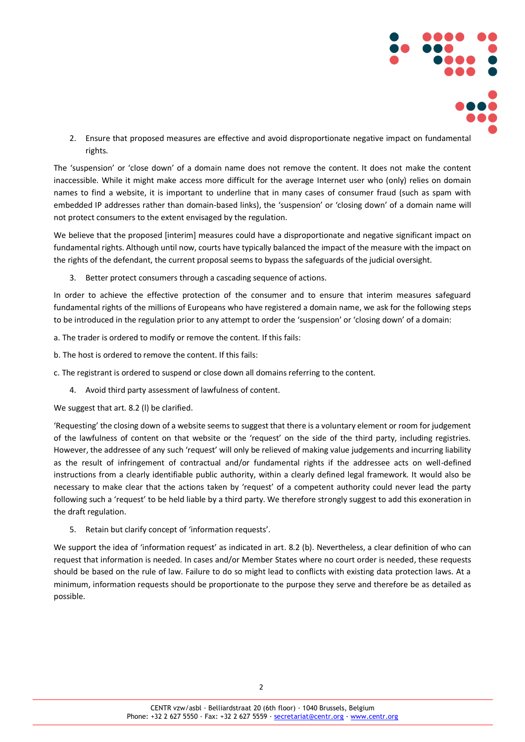2. Ensure that proposed measures are effective and avoid disproportionate negative impact on fundamental rights.

The 'suspension' or 'close down' of a domain name does not remove the content. It does not make the content inaccessible. While it might make access more difficult for the average Internet user who (only) relies on domain names to find a website, it is important to underline that in many cases of consumer fraud (such as spam with embedded IP addresses rather than domain-based links), the 'suspension' or 'closing down' of a domain name will not protect consumers to the extent envisaged by the regulation.

We believe that the proposed [interim] measures could have a disproportionate and negative significant impact on fundamental rights. Although until now, courts have typically balanced the impact of the measure with the impact on the rights of the defendant, the current proposal seems to bypass the safeguards of the judicial oversight.

3. Better protect consumers through a cascading sequence of actions.

In order to achieve the effective protection of the consumer and to ensure that interim measures safeguard fundamental rights of the millions of Europeans who have registered a domain name, we ask for the following steps to be introduced in the regulation prior to any attempt to order the 'suspension' or 'closing down' of a domain:

a. The trader is ordered to modify or remove the content. If this fails:

b. The host is ordered to remove the content. If this fails:

c. The registrant is ordered to suspend or close down all domains referring to the content.

4. Avoid third party assessment of lawfulness of content.

We suggest that art. 8.2 (l) be clarified.

'Requesting' the closing down of a website seems to suggest that there is a voluntary element or room for judgement of the lawfulness of content on that website or the 'request' on the side of the third party, including registries. However, the addressee of any such 'request' will only be relieved of making value judgements and incurring liability as the result of infringement of contractual and/or fundamental rights if the addressee acts on well-defined instructions from a clearly identifiable public authority, within a clearly defined legal framework. It would also be necessary to make clear that the actions taken by 'request' of a competent authority could never lead the party following such a 'request' to be held liable by a third party. We therefore strongly suggest to add this exoneration in the draft regulation.

5. Retain but clarify concept of 'information requests'.

We support the idea of 'information request' as indicated in art. 8.2 (b). Nevertheless, a clear definition of who can request that information is needed. In cases and/or Member States where no court order is needed, these requests should be based on the rule of law. Failure to do so might lead to conflicts with existing data protection laws. At a minimum, information requests should be proportionate to the purpose they serve and therefore be as detailed as possible.